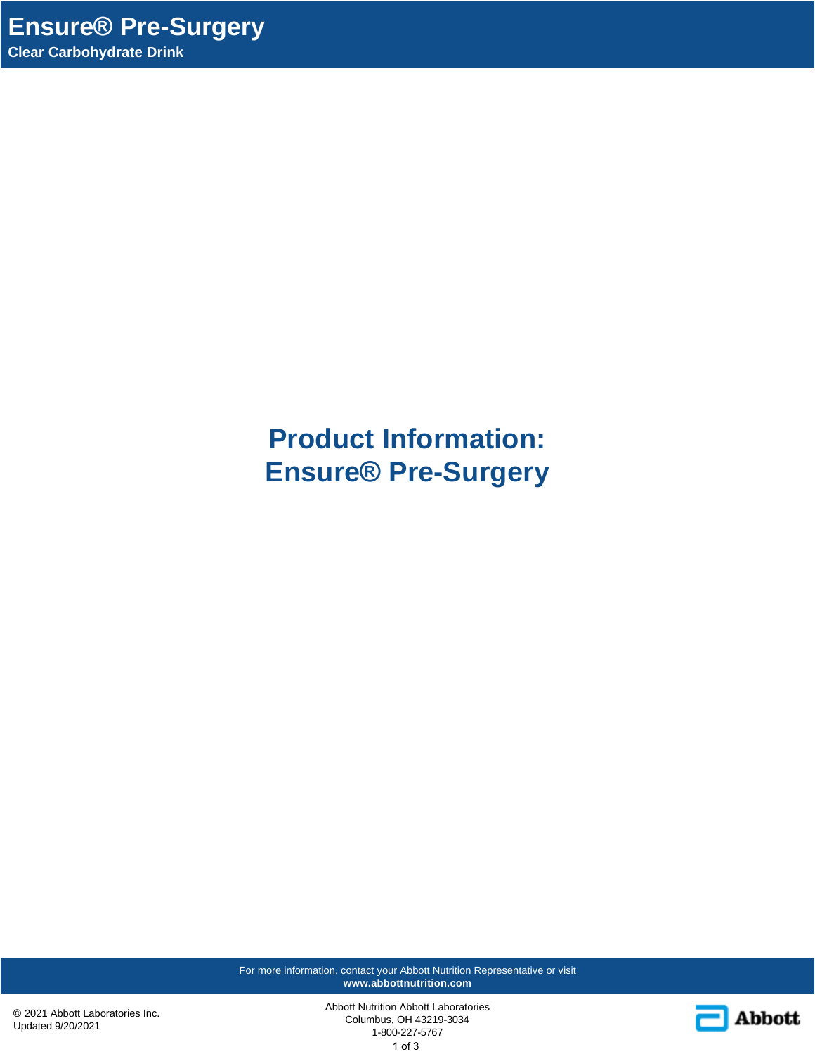# Ensure® Pre-Surgery

**Clear Carbohydrate Drink**

## Product Information: Ensure® Pre-Surgery

For more information, contact your Abbott Nutrition Representative or visit **www.abbottnutrition.com**

© 2021 Abbott Laboratories Inc.
Updated 9/20/2021

Abbott Nutrition Abbott Laboratories
Columbus, OH 43219-3034
1-800-227-5767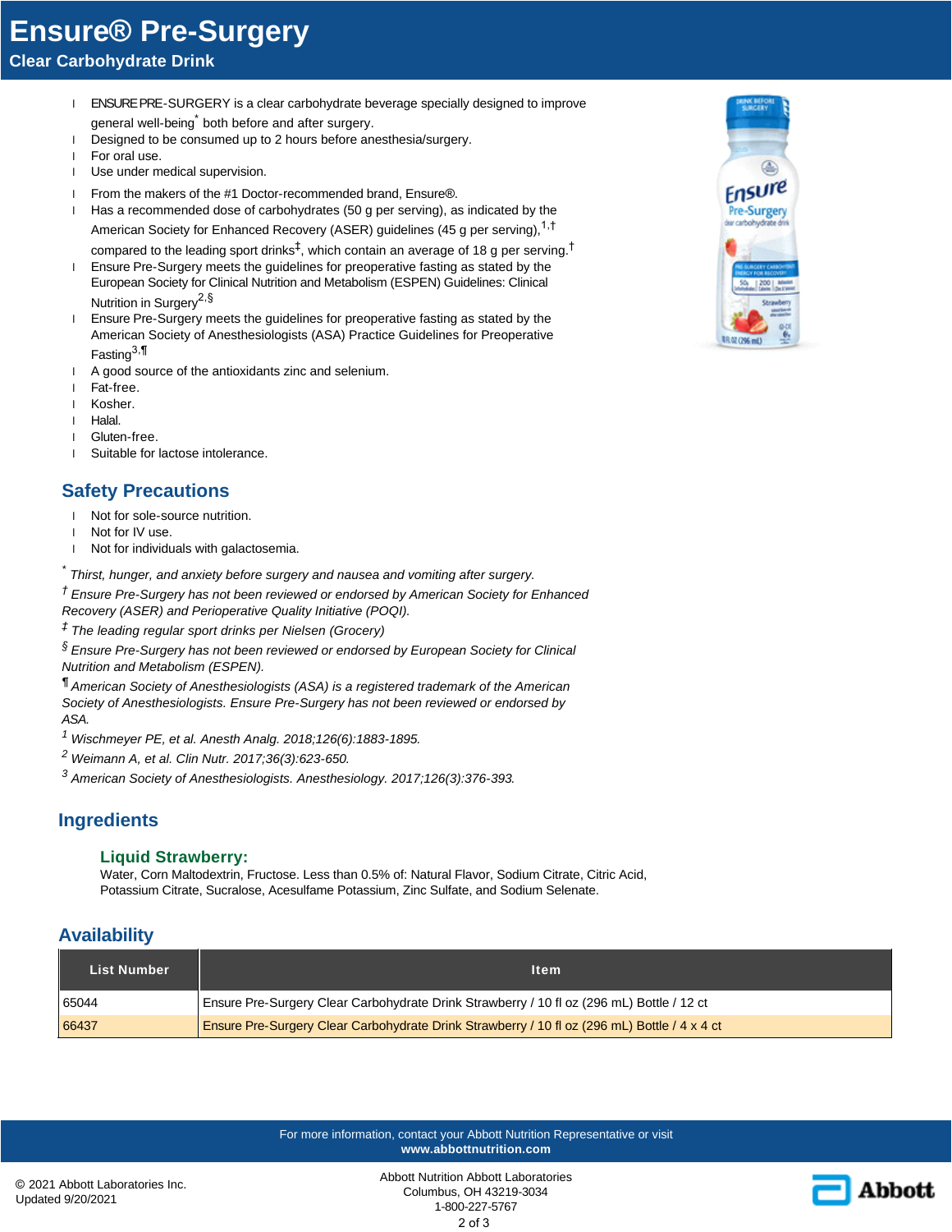# Ensure® Pre-Surgery

## Clear Carbohydrate Drink

- ENSURE PRE-SURGERY is a clear carbohydrate beverage specially designed to improve general well-being* both before and after surgery.
- Designed to be consumed up to 2 hours before anesthesia/surgery.
- For oral use.
- Use under medical supervision.
- From the makers of the #1 Doctor-recommended brand, Ensure®.
- Has a recommended dose of carbohydrates (50 g per serving), as indicated by the American Society for Enhanced Recovery (ASER) guidelines (45 g per serving),[1,†] compared to the leading sport drinks‡, which contain an average of 18 g per serving.†
- Ensure Pre-Surgery meets the guidelines for preoperative fasting as stated by the European Society for Clinical Nutrition and Metabolism (ESPEN) Guidelines: Clinical Nutrition in Surgery[2,§]
- Ensure Pre-Surgery meets the guidelines for preoperative fasting as stated by the American Society of Anesthesiologists (ASA) Practice Guidelines for Preoperative Fasting[3,¶]
- A good source of the antioxidants zinc and selenium.
- Fat-free.
- Kosher.
- Halal.
- Gluten-free.
- Suitable for lactose intolerance.

## Safety Precautions

- Not for sole-source nutrition.
- Not for IV use.
- Not for individuals with galactosemia.

*\* Thirst, hunger, and anxiety before surgery and nausea and vomiting after surgery.*

*† Ensure Pre-Surgery has not been reviewed or endorsed by American Society for Enhanced Recovery (ASER) and Perioperative Quality Initiative (POQI).*

*‡ The leading regular sport drinks per Nielsen (Grocery)*

*§ Ensure Pre-Surgery has not been reviewed or endorsed by European Society for Clinical Nutrition and Metabolism (ESPEN).*

*¶ American Society of Anesthesiologists (ASA) is a registered trademark of the American Society of Anesthesiologists. Ensure Pre-Surgery has not been reviewed or endorsed by ASA.*

*[1] Wischmeyer PE, et al. Anesth Analg. 2018;126(6):1883-1895.*

*[2] Weimann A, et al. Clin Nutr. 2017;36(3):623-650.*

*[3] American Society of Anesthesiologists. Anesthesiology. 2017;126(3):376-393.*

## Ingredients

### Liquid Strawberry:

Water, Corn Maltodextrin, Fructose. Less than 0.5% of: Natural Flavor, Sodium Citrate, Citric Acid, Potassium Citrate, Sucralose, Acesulfame Potassium, Zinc Sulfate, and Sodium Selenate.

## Availability

| List Number | Item |
| --- | --- |
| 65044 | Ensure Pre-Surgery Clear Carbohydrate Drink Strawberry / 10 fl oz (296 mL) Bottle / 12 ct |
| 66437 | Ensure Pre-Surgery Clear Carbohydrate Drink Strawberry / 10 fl oz (296 mL) Bottle / 4 x 4 ct |

For more information, contact your Abbott Nutrition Representative or visit **www.abbottnutrition.com**

© 2021 Abbott Laboratories Inc.
Updated 9/20/2021

Abbott Nutrition Abbott Laboratories
Columbus, OH 43219-3034
1-800-227-5767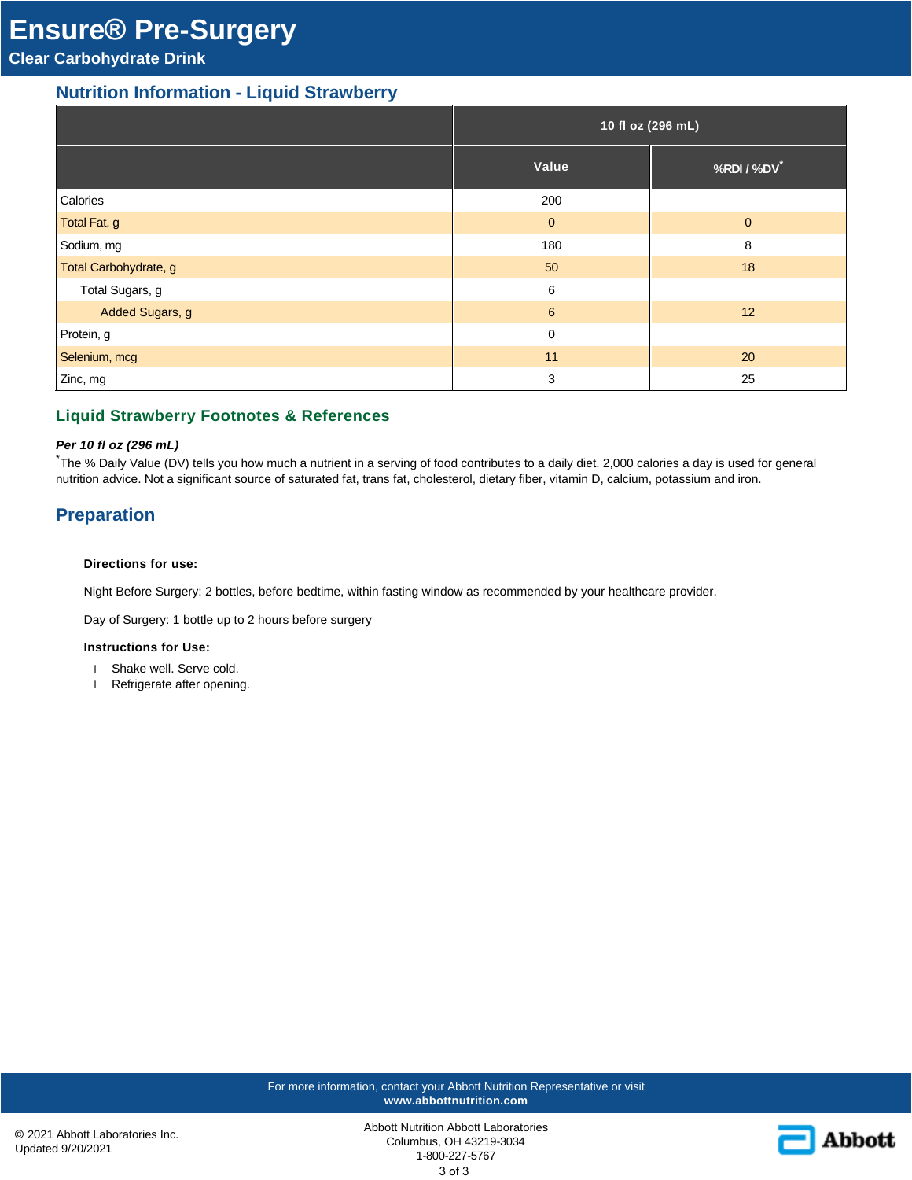# Ensure® Pre-Surgery

**Clear Carbohydrate Drink**

## Nutrition Information - Liquid Strawberry

| | 10 fl oz (296 mL) | |
|---|---|---|
| | Value | %RDI / %DV* |
| Calories | 200 | |
| Total Fat, g | 0 | 0 |
| Sodium, mg | 180 | 8 |
| Total Carbohydrate, g | 50 | 18 |
| Total Sugars, g | 6 | |
| Added Sugars, g | 6 | 12 |
| Protein, g | 0 | |
| Selenium, mcg | 11 | 20 |
| Zinc, mg | 3 | 25 |

### Liquid Strawberry Footnotes & References

***Per 10 fl oz (296 mL)***

*The % Daily Value (DV) tells you how much a nutrient in a serving of food contributes to a daily diet. 2,000 calories a day is used for general nutrition advice. Not a significant source of saturated fat, trans fat, cholesterol, dietary fiber, vitamin D, calcium, potassium and iron.

## Preparation

**Directions for use:**

Night Before Surgery: 2 bottles, before bedtime, within fasting window as recommended by your healthcare provider.

Day of Surgery: 1 bottle up to 2 hours before surgery

**Instructions for Use:**

- Shake well. Serve cold.
- Refrigerate after opening.

For more information, contact your Abbott Nutrition Representative or visit **www.abbottnutrition.com**

© 2021 Abbott Laboratories Inc.
Updated 9/20/2021

Abbott Nutrition Abbott Laboratories
Columbus, OH 43219-3034
1-800-227-5767

Abbott